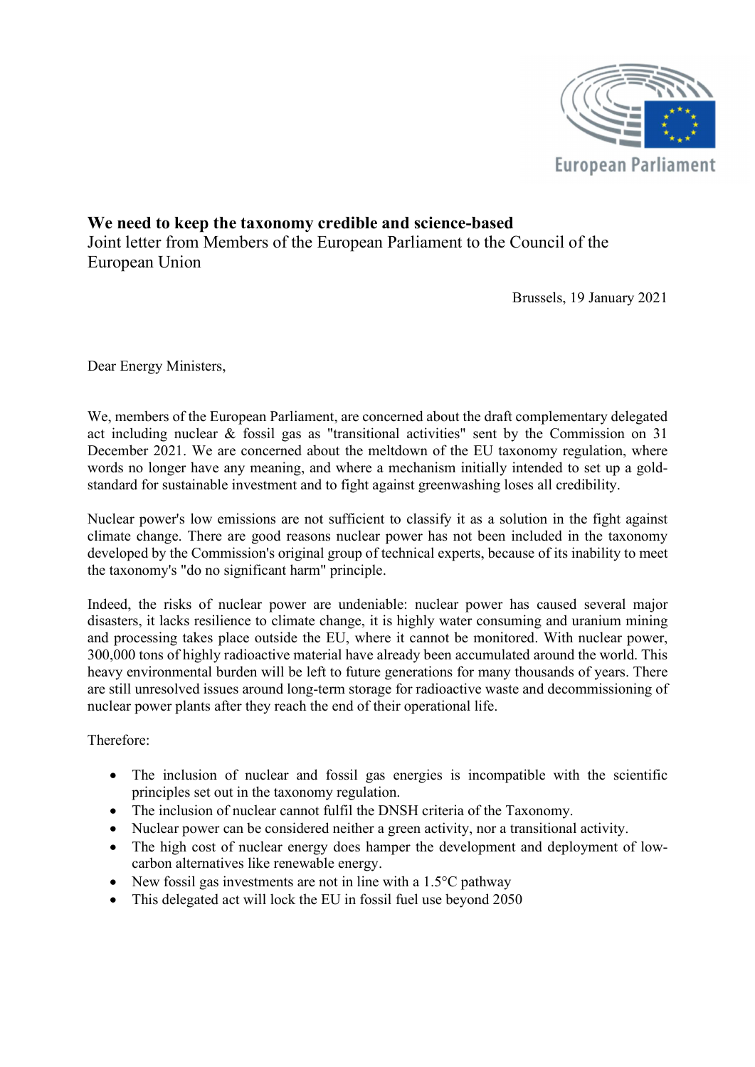# We need to keep the taxonomy credible and science-based

Joint letter from Members of the European Parliament to the Council of the European Union

Brussels, 19 January 2021

Dear Energy Ministers,

We, members of the European Parliament, are concerned about the draft complementary delegated act including nuclear & fossil gas as "transitional activities" sent by the Commission on 31 December 2021. We are concerned about the meltdown of the EU taxonomy regulation, where words no longer have any meaning, and where a mechanism initially intended to set up a gold-standard for sustainable investment and to fight against greenwashing loses all credibility.

Nuclear power's low emissions are not sufficient to classify it as a solution in the fight against climate change. There are good reasons nuclear power has not been included in the taxonomy developed by the Commission's original group of technical experts, because of its inability to meet the taxonomy's "do no significant harm" principle.

Indeed, the risks of nuclear power are undeniable: nuclear power has caused several major disasters, it lacks resilience to climate change, it is highly water consuming and uranium mining and processing takes place outside the EU, where it cannot be monitored. With nuclear power, 300,000 tons of highly radioactive material have already been accumulated around the world. This heavy environmental burden will be left to future generations for many thousands of years. There are still unresolved issues around long-term storage for radioactive waste and decommissioning of nuclear power plants after they reach the end of their operational life.

Therefore:

- The inclusion of nuclear and fossil gas energies is incompatible with the scientific principles set out in the taxonomy regulation.
- The inclusion of nuclear cannot fulfil the DNSH criteria of the Taxonomy.
- Nuclear power can be considered neither a green activity, nor a transitional activity.
- The high cost of nuclear energy does hamper the development and deployment of low-carbon alternatives like renewable energy.
- New fossil gas investments are not in line with a 1.5°C pathway
- This delegated act will lock the EU in fossil fuel use beyond 2050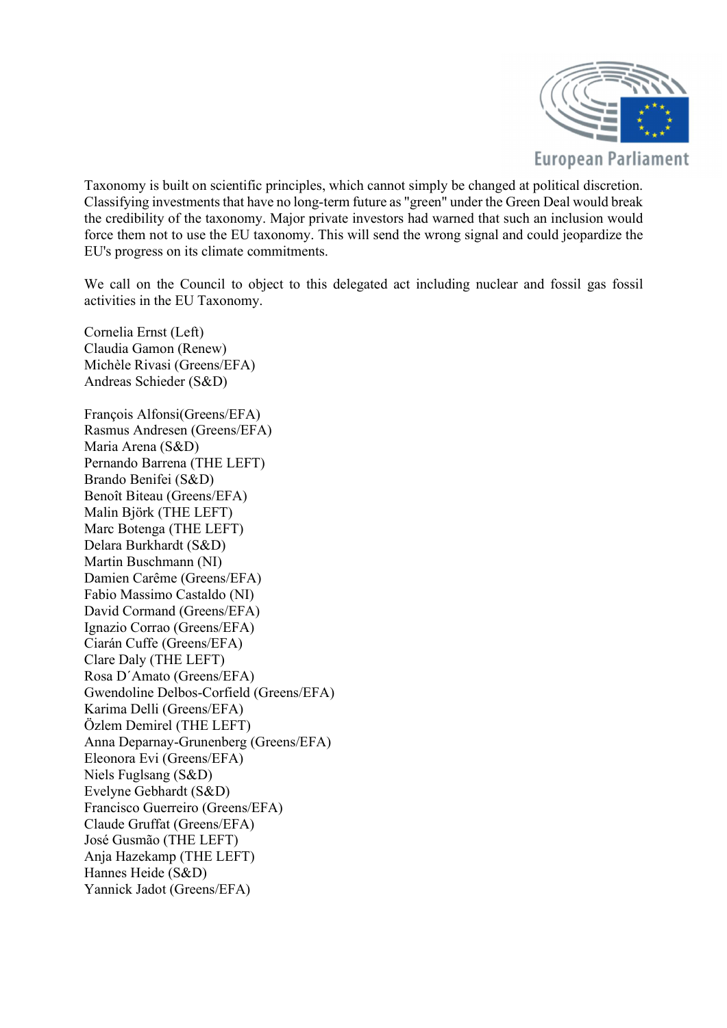Taxonomy is built on scientific principles, which cannot simply be changed at political discretion. Classifying investments that have no long-term future as "green" under the Green Deal would break the credibility of the taxonomy. Major private investors had warned that such an inclusion would force them not to use the EU taxonomy. This will send the wrong signal and could jeopardize the EU's progress on its climate commitments.

We call on the Council to object to this delegated act including nuclear and fossil gas fossil activities in the EU Taxonomy.

Cornelia Ernst (Left)
Claudia Gamon (Renew)
Michèle Rivasi (Greens/EFA)
Andreas Schieder (S&D)

François Alfonsi(Greens/EFA)
Rasmus Andresen (Greens/EFA)
Maria Arena (S&D)
Pernando Barrena (THE LEFT)
Brando Benifei (S&D)
Benoît Biteau (Greens/EFA)
Malin Björk (THE LEFT)
Marc Botenga (THE LEFT)
Delara Burkhardt (S&D)
Martin Buschmann (NI)
Damien Carême (Greens/EFA)
Fabio Massimo Castaldo (NI)
David Cormand (Greens/EFA)
Ignazio Corrao (Greens/EFA)
Ciarán Cuffe (Greens/EFA)
Clare Daly (THE LEFT)
Rosa D´Amato (Greens/EFA)
Gwendoline Delbos-Corfield (Greens/EFA)
Karima Delli (Greens/EFA)
Özlem Demirel (THE LEFT)
Anna Deparnay-Grunenberg (Greens/EFA)
Eleonora Evi (Greens/EFA)
Niels Fuglsang (S&D)
Evelyne Gebhardt (S&D)
Francisco Guerreiro (Greens/EFA)
Claude Gruffat (Greens/EFA)
José Gusmão (THE LEFT)
Anja Hazekamp (THE LEFT)
Hannes Heide (S&D)
Yannick Jadot (Greens/EFA)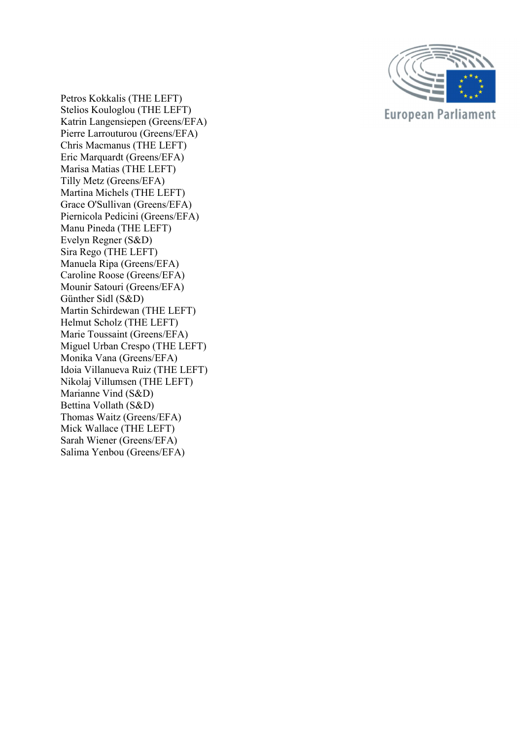Petros Kokkalis (THE LEFT)
Stelios Kouloglou (THE LEFT)
Katrin Langensiepen (Greens/EFA)
Pierre Larrouturou (Greens/EFA)
Chris Macmanus (THE LEFT)
Eric Marquardt (Greens/EFA)
Marisa Matias (THE LEFT)
Tilly Metz (Greens/EFA)
Martina Michels (THE LEFT)
Grace O'Sullivan (Greens/EFA)
Piernicola Pedicini (Greens/EFA)
Manu Pineda (THE LEFT)
Evelyn Regner (S&D)
Sira Rego (THE LEFT)
Manuela Ripa (Greens/EFA)
Caroline Roose (Greens/EFA)
Mounir Satouri (Greens/EFA)
Günther Sidl (S&D)
Martin Schirdewan (THE LEFT)
Helmut Scholz (THE LEFT)
Marie Toussaint (Greens/EFA)
Miguel Urban Crespo (THE LEFT)
Monika Vana (Greens/EFA)
Idoia Villanueva Ruiz (THE LEFT)
Nikolaj Villumsen (THE LEFT)
Marianne Vind (S&D)
Bettina Vollath (S&D)
Thomas Waitz (Greens/EFA)
Mick Wallace (THE LEFT)
Sarah Wiener (Greens/EFA)
Salima Yenbou (Greens/EFA)